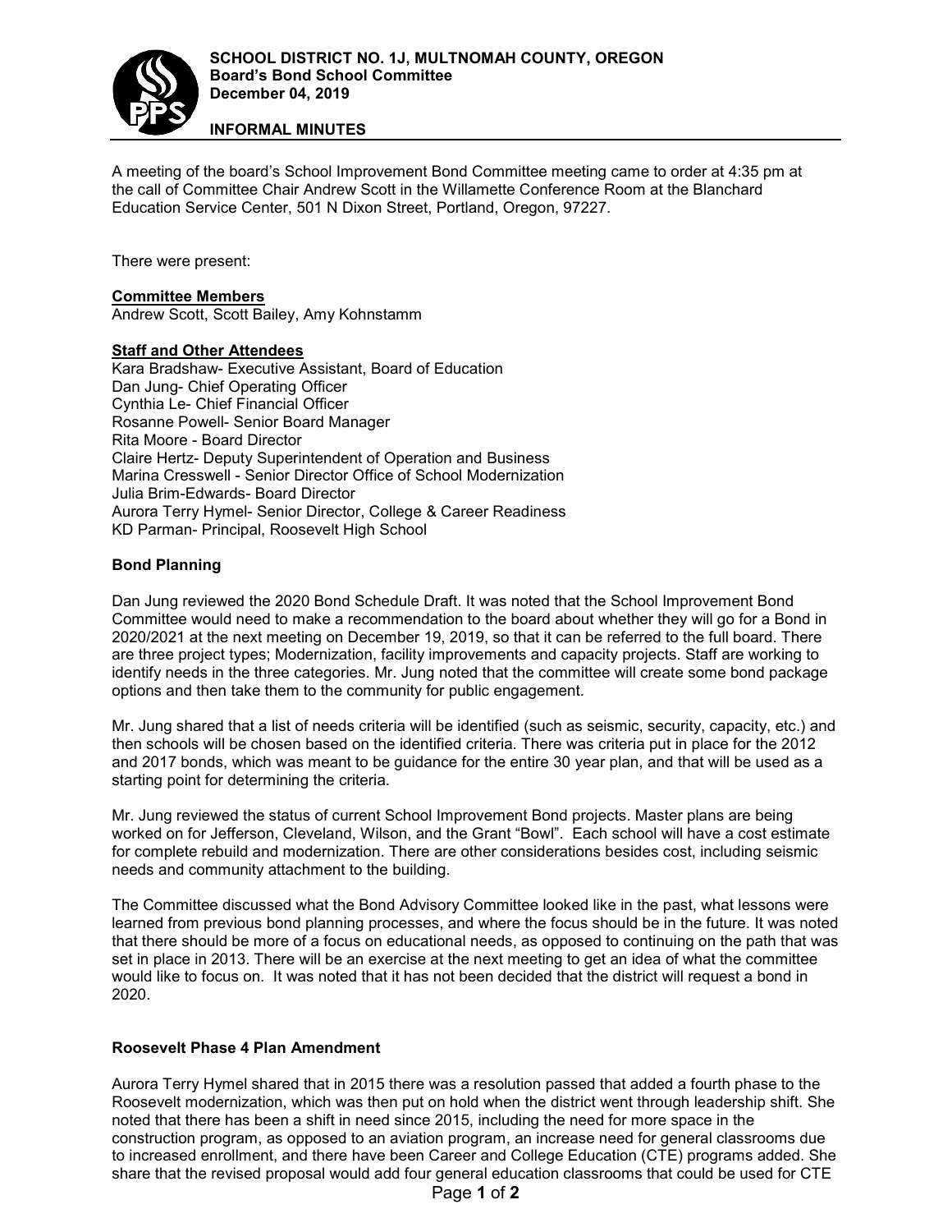**SCHOOL DISTRICT NO. 1J, MULTNOMAH COUNTY, OREGON**
**Board's Bond School Committee**
**December 04, 2019**

**INFORMAL MINUTES**

A meeting of the board's School Improvement Bond Committee meeting came to order at 4:35 pm at the call of Committee Chair Andrew Scott in the Willamette Conference Room at the Blanchard Education Service Center, 501 N Dixon Street, Portland, Oregon, 97227.

There were present:

**Committee Members**
Andrew Scott, Scott Bailey, Amy Kohnstamm

**Staff and Other Attendees**
Kara Bradshaw- Executive Assistant, Board of Education
Dan Jung- Chief Operating Officer
Cynthia Le- Chief Financial Officer
Rosanne Powell- Senior Board Manager
Rita Moore - Board Director
Claire Hertz- Deputy Superintendent of Operation and Business
Marina Cresswell - Senior Director Office of School Modernization
Julia Brim-Edwards- Board Director
Aurora Terry Hymel- Senior Director, College & Career Readiness
KD Parman- Principal, Roosevelt High School

**Bond Planning**

Dan Jung reviewed the 2020 Bond Schedule Draft. It was noted that the School Improvement Bond Committee would need to make a recommendation to the board about whether they will go for a Bond in 2020/2021 at the next meeting on December 19, 2019, so that it can be referred to the full board. There are three project types; Modernization, facility improvements and capacity projects. Staff are working to identify needs in the three categories. Mr. Jung noted that the committee will create some bond package options and then take them to the community for public engagement.

Mr. Jung shared that a list of needs criteria will be identified (such as seismic, security, capacity, etc.) and then schools will be chosen based on the identified criteria. There was criteria put in place for the 2012 and 2017 bonds, which was meant to be guidance for the entire 30 year plan, and that will be used as a starting point for determining the criteria.

Mr. Jung reviewed the status of current School Improvement Bond projects. Master plans are being worked on for Jefferson, Cleveland, Wilson, and the Grant "Bowl". Each school will have a cost estimate for complete rebuild and modernization. There are other considerations besides cost, including seismic needs and community attachment to the building.

The Committee discussed what the Bond Advisory Committee looked like in the past, what lessons were learned from previous bond planning processes, and where the focus should be in the future. It was noted that there should be more of a focus on educational needs, as opposed to continuing on the path that was set in place in 2013. There will be an exercise at the next meeting to get an idea of what the committee would like to focus on. It was noted that it has not been decided that the district will request a bond in 2020.

**Roosevelt Phase 4 Plan Amendment**

Aurora Terry Hymel shared that in 2015 there was a resolution passed that added a fourth phase to the Roosevelt modernization, which was then put on hold when the district went through leadership shift. She noted that there has been a shift in need since 2015, including the need for more space in the construction program, as opposed to an aviation program, an increase need for general classrooms due to increased enrollment, and there have been Career and College Education (CTE) programs added. She share that the revised proposal would add four general education classrooms that could be used for CTE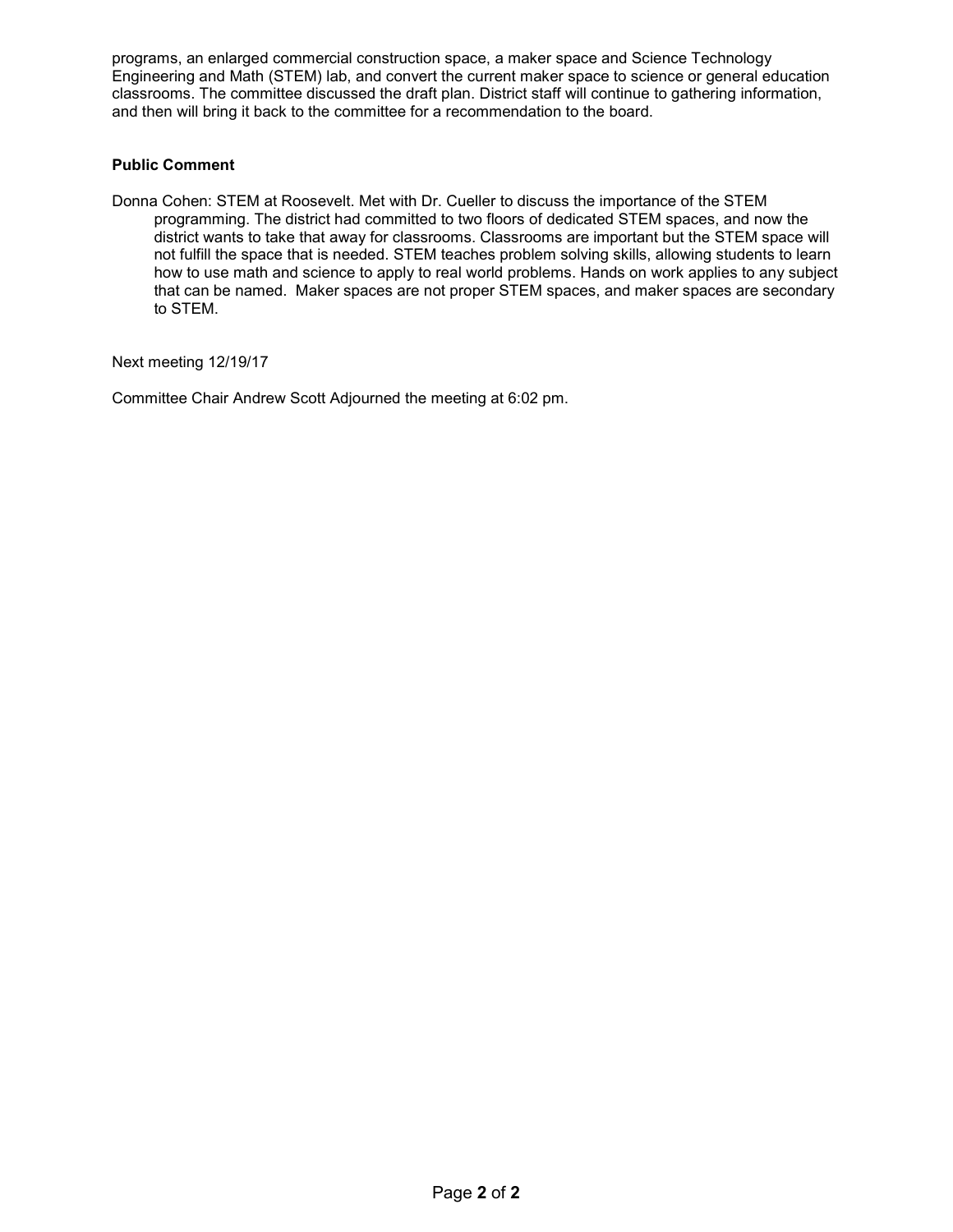programs, an enlarged commercial construction space, a maker space and Science Technology Engineering and Math (STEM) lab, and convert the current maker space to science or general education classrooms. The committee discussed the draft plan. District staff will continue to gathering information, and then will bring it back to the committee for a recommendation to the board.

**Public Comment**

Donna Cohen: STEM at Roosevelt. Met with Dr. Cueller to discuss the importance of the STEM programming. The district had committed to two floors of dedicated STEM spaces, and now the district wants to take that away for classrooms. Classrooms are important but the STEM space will not fulfill the space that is needed. STEM teaches problem solving skills, allowing students to learn how to use math and science to apply to real world problems. Hands on work applies to any subject that can be named. Maker spaces are not proper STEM spaces, and maker spaces are secondary to STEM.

Next meeting 12/19/17

Committee Chair Andrew Scott Adjourned the meeting at 6:02 pm.